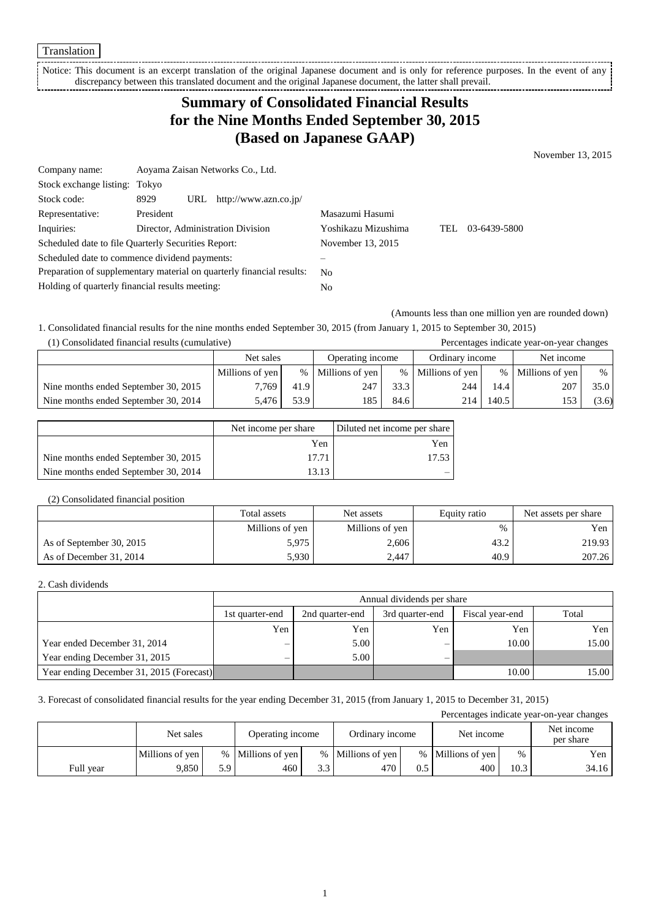Translation

Notice: This document is an excerpt translation of the original Japanese document and is only for reference purposes. In the event of any discrepancy between this translated document and the original Japanese document, the latter shall prevail.

# Summary of Consolidated Financial Results for the Nine Months Ended September 30, 2015 (Based on Japanese GAAP)

November 13, 2015

| | | | |
|---|---|---|---|
| Company name: | Aoyama Zaisan Networks Co., Ltd. | | |
| Stock exchange listing: | Tokyo | | |
| Stock code: | 8929 URL http://www.azn.co.jp/ | | |
| Representative: | President | Masazumi Hasumi | |
| Inquiries: | Director, Administration Division | Yoshikazu Mizushima | TEL 03-6439-5800 |
| Scheduled date to file Quarterly Securities Report: | | November 13, 2015 | |
| Scheduled date to commence dividend payments: | | – | |
| Preparation of supplementary material on quarterly financial results: | | No | |
| Holding of quarterly financial results meeting: | | No | |

(Amounts less than one million yen are rounded down)

1. Consolidated financial results for the nine months ended September 30, 2015 (from January 1, 2015 to September 30, 2015)

(1) Consolidated financial results (cumulative)

Percentages indicate year-on-year changes

| | Net sales | | Operating income | | Ordinary income | | Net income | |
|---|---|---|---|---|---|---|---|---|
| | Millions of yen | % | Millions of yen | % | Millions of yen | % | Millions of yen | % |
| Nine months ended September 30, 2015 | 7,769 | 41.9 | 247 | 33.3 | 244 | 14.4 | 207 | 35.0 |
| Nine months ended September 30, 2014 | 5,476 | 53.9 | 185 | 84.6 | 214 | 140.5 | 153 | (3.6) |

| | Net income per share | Diluted net income per share |
|---|---|---|
| | Yen | Yen |
| Nine months ended September 30, 2015 | 17.71 | 17.53 |
| Nine months ended September 30, 2014 | 13.13 | – |

(2) Consolidated financial position

| | Total assets | Net assets | Equity ratio | Net assets per share |
|---|---|---|---|---|
| | Millions of yen | Millions of yen | % | Yen |
| As of September 30, 2015 | 5,975 | 2,606 | 43.2 | 219.93 |
| As of December 31, 2014 | 5,930 | 2,447 | 40.9 | 207.26 |

2. Cash dividends

| | Annual dividends per share | | | | |
|---|---|---|---|---|---|
| | 1st quarter-end | 2nd quarter-end | 3rd quarter-end | Fiscal year-end | Total |
| | Yen | Yen | Yen | Yen | Yen |
| Year ended December 31, 2014 | – | 5.00 | – | 10.00 | 15.00 |
| Year ending December 31, 2015 | – | 5.00 | – | | |
| Year ending December 31, 2015 (Forecast) | | | | 10.00 | 15.00 |

3. Forecast of consolidated financial results for the year ending December 31, 2015 (from January 1, 2015 to December 31, 2015)

Percentages indicate year-on-year changes

| | Net sales | | Operating income | | Ordinary income | | Net income | | Net income per share |
|---|---|---|---|---|---|---|---|---|---|
| | Millions of yen | % | Millions of yen | % | Millions of yen | % | Millions of yen | % | Yen |
| Full year | 9,850 | 5.9 | 460 | 3.3 | 470 | 0.5 | 400 | 10.3 | 34.16 |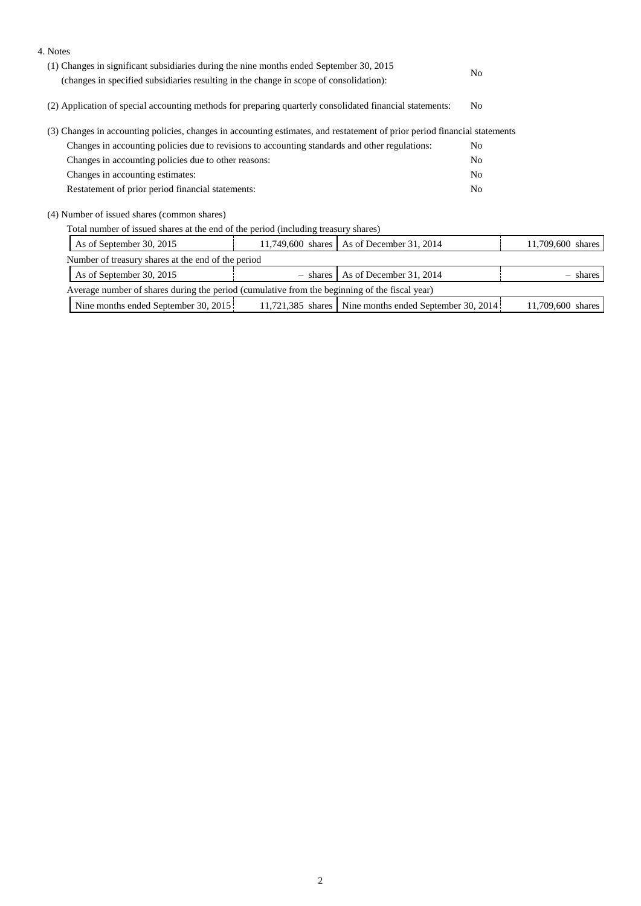4. Notes

(1) Changes in significant subsidiaries during the nine months ended September 30, 2015 (changes in specified subsidiaries resulting in the change in scope of consolidation): No

(2) Application of special accounting methods for preparing quarterly consolidated financial statements: No

(3) Changes in accounting policies, changes in accounting estimates, and restatement of prior period financial statements

| | |
|---|---|
| Changes in accounting policies due to revisions to accounting standards and other regulations: | No |
| Changes in accounting policies due to other reasons: | No |
| Changes in accounting estimates: | No |
| Restatement of prior period financial statements: | No |

(4) Number of issued shares (common shares)

Total number of issued shares at the end of the period (including treasury shares)

| | | | |
|---|---|---|---|
| As of September 30, 2015 | 11,749,600 shares | As of December 31, 2014 | 11,709,600 shares |

Number of treasury shares at the end of the period

| | | | |
|---|---|---|---|
| As of September 30, 2015 | – shares | As of December 31, 2014 | – shares |

Average number of shares during the period (cumulative from the beginning of the fiscal year)

| | | | |
|---|---|---|---|
| Nine months ended September 30, 2015 | 11,721,385 shares | Nine months ended September 30, 2014 | 11,709,600 shares |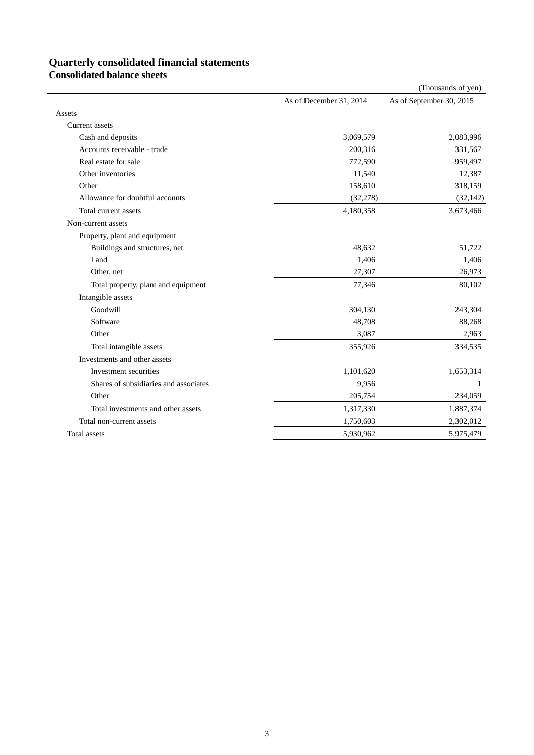# Quarterly consolidated financial statements

## Consolidated balance sheets

(Thousands of yen)

| | As of December 31, 2014 | As of September 30, 2015 |
|---|---|---|
| Assets | | |
| Current assets | | |
| Cash and deposits | 3,069,579 | 2,083,996 |
| Accounts receivable - trade | 200,316 | 331,567 |
| Real estate for sale | 772,590 | 959,497 |
| Other inventories | 11,540 | 12,387 |
| Other | 158,610 | 318,159 |
| Allowance for doubtful accounts | (32,278) | (32,142) |
| Total current assets | 4,180,358 | 3,673,466 |
| Non-current assets | | |
| Property, plant and equipment | | |
| Buildings and structures, net | 48,632 | 51,722 |
| Land | 1,406 | 1,406 |
| Other, net | 27,307 | 26,973 |
| Total property, plant and equipment | 77,346 | 80,102 |
| Intangible assets | | |
| Goodwill | 304,130 | 243,304 |
| Software | 48,708 | 88,268 |
| Other | 3,087 | 2,963 |
| Total intangible assets | 355,926 | 334,535 |
| Investments and other assets | | |
| Investment securities | 1,101,620 | 1,653,314 |
| Shares of subsidiaries and associates | 9,956 | 1 |
| Other | 205,754 | 234,059 |
| Total investments and other assets | 1,317,330 | 1,887,374 |
| Total non-current assets | 1,750,603 | 2,302,012 |
| Total assets | 5,930,962 | 5,975,479 |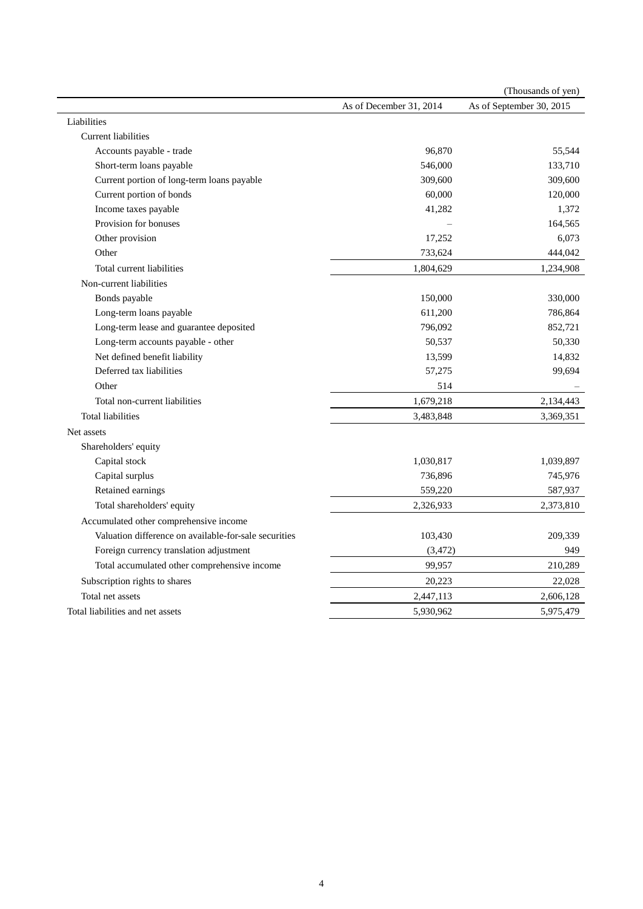(Thousands of yen)

| | As of December 31, 2014 | As of September 30, 2015 |
|---|---|---|
| Liabilities | | |
| Current liabilities | | |
| Accounts payable - trade | 96,870 | 55,544 |
| Short-term loans payable | 546,000 | 133,710 |
| Current portion of long-term loans payable | 309,600 | 309,600 |
| Current portion of bonds | 60,000 | 120,000 |
| Income taxes payable | 41,282 | 1,372 |
| Provision for bonuses | – | 164,565 |
| Other provision | 17,252 | 6,073 |
| Other | 733,624 | 444,042 |
| Total current liabilities | 1,804,629 | 1,234,908 |
| Non-current liabilities | | |
| Bonds payable | 150,000 | 330,000 |
| Long-term loans payable | 611,200 | 786,864 |
| Long-term lease and guarantee deposited | 796,092 | 852,721 |
| Long-term accounts payable - other | 50,537 | 50,330 |
| Net defined benefit liability | 13,599 | 14,832 |
| Deferred tax liabilities | 57,275 | 99,694 |
| Other | 514 | – |
| Total non-current liabilities | 1,679,218 | 2,134,443 |
| Total liabilities | 3,483,848 | 3,369,351 |
| Net assets | | |
| Shareholders' equity | | |
| Capital stock | 1,030,817 | 1,039,897 |
| Capital surplus | 736,896 | 745,976 |
| Retained earnings | 559,220 | 587,937 |
| Total shareholders' equity | 2,326,933 | 2,373,810 |
| Accumulated other comprehensive income | | |
| Valuation difference on available-for-sale securities | 103,430 | 209,339 |
| Foreign currency translation adjustment | (3,472) | 949 |
| Total accumulated other comprehensive income | 99,957 | 210,289 |
| Subscription rights to shares | 20,223 | 22,028 |
| Total net assets | 2,447,113 | 2,606,128 |
| Total liabilities and net assets | 5,930,962 | 5,975,479 |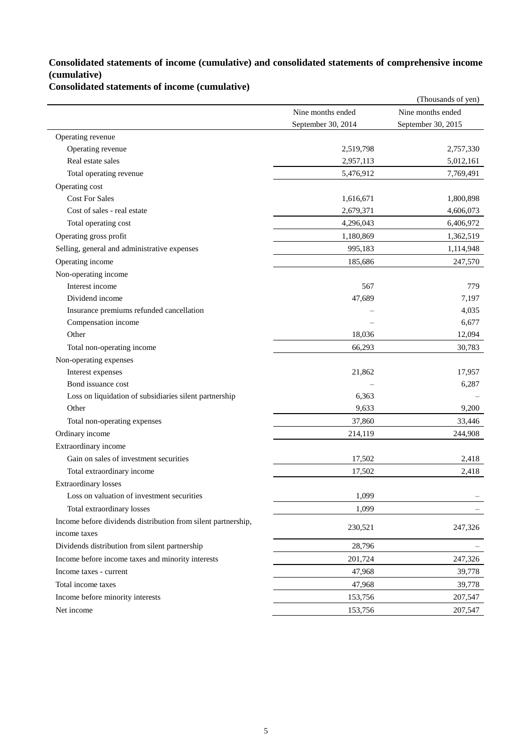**Consolidated statements of income (cumulative) and consolidated statements of comprehensive income (cumulative)**

**Consolidated statements of income (cumulative)**

(Thousands of yen)

| | Nine months ended September 30, 2014 | Nine months ended September 30, 2015 |
|---|---|---|
| Operating revenue | | |
| Operating revenue | 2,519,798 | 2,757,330 |
| Real estate sales | 2,957,113 | 5,012,161 |
| Total operating revenue | 5,476,912 | 7,769,491 |
| Operating cost | | |
| Cost For Sales | 1,616,671 | 1,800,898 |
| Cost of sales - real estate | 2,679,371 | 4,606,073 |
| Total operating cost | 4,296,043 | 6,406,972 |
| Operating gross profit | 1,180,869 | 1,362,519 |
| Selling, general and administrative expenses | 995,183 | 1,114,948 |
| Operating income | 185,686 | 247,570 |
| Non-operating income | | |
| Interest income | 567 | 779 |
| Dividend income | 47,689 | 7,197 |
| Insurance premiums refunded cancellation | – | 4,035 |
| Compensation income | – | 6,677 |
| Other | 18,036 | 12,094 |
| Total non-operating income | 66,293 | 30,783 |
| Non-operating expenses | | |
| Interest expenses | 21,862 | 17,957 |
| Bond issuance cost | – | 6,287 |
| Loss on liquidation of subsidiaries silent partnership | 6,363 | – |
| Other | 9,633 | 9,200 |
| Total non-operating expenses | 37,860 | 33,446 |
| Ordinary income | 214,119 | 244,908 |
| Extraordinary income | | |
| Gain on sales of investment securities | 17,502 | 2,418 |
| Total extraordinary income | 17,502 | 2,418 |
| Extraordinary losses | | |
| Loss on valuation of investment securities | 1,099 | – |
| Total extraordinary losses | 1,099 | – |
| Income before dividends distribution from silent partnership, income taxes | 230,521 | 247,326 |
| Dividends distribution from silent partnership | 28,796 | – |
| Income before income taxes and minority interests | 201,724 | 247,326 |
| Income taxes - current | 47,968 | 39,778 |
| Total income taxes | 47,968 | 39,778 |
| Income before minority interests | 153,756 | 207,547 |
| Net income | 153,756 | 207,547 |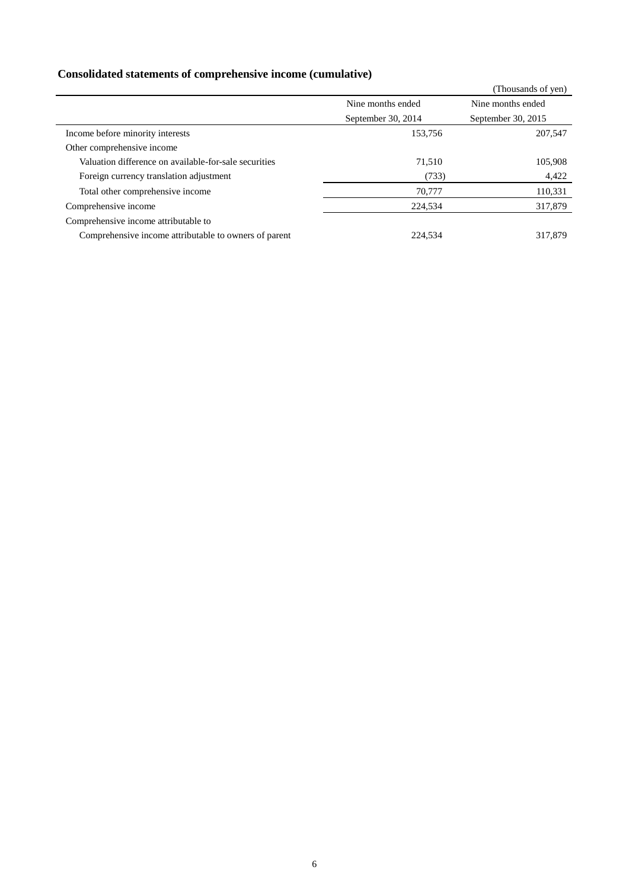## Consolidated statements of comprehensive income (cumulative)

(Thousands of yen)

| | Nine months ended September 30, 2014 | Nine months ended September 30, 2015 |
|---|---|---|
| Income before minority interests | 153,756 | 207,547 |
| Other comprehensive income | | |
| Valuation difference on available-for-sale securities | 71,510 | 105,908 |
| Foreign currency translation adjustment | (733) | 4,422 |
| Total other comprehensive income | 70,777 | 110,331 |
| Comprehensive income | 224,534 | 317,879 |
| Comprehensive income attributable to | | |
| Comprehensive income attributable to owners of parent | 224,534 | 317,879 |